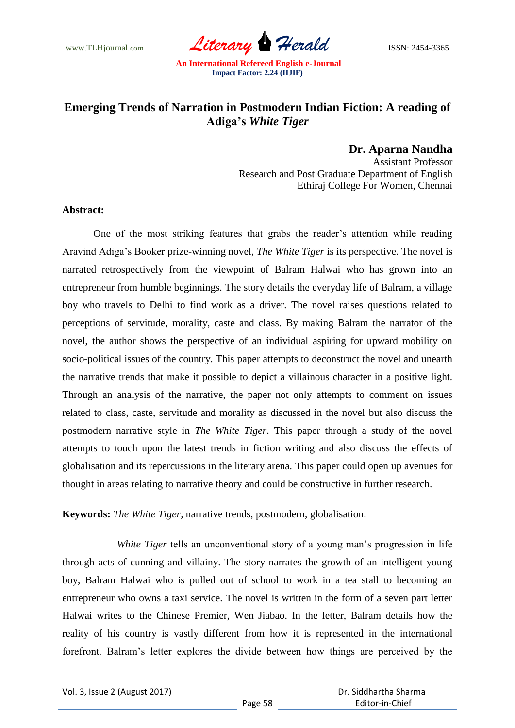# Emerging Trends of Narration in Postmodern Indian Fiction: A reading of Adiga's *White Tiger*

**Dr. Aparna Nandha**
Assistant Professor
Research and Post Graduate Department of English
Ethiraj College For Women, Chennai

**Abstract:**

One of the most striking features that grabs the reader's attention while reading Aravind Adiga's Booker prize-winning novel, *The White Tiger* is its perspective. The novel is narrated retrospectively from the viewpoint of Balram Halwai who has grown into an entrepreneur from humble beginnings. The story details the everyday life of Balram, a village boy who travels to Delhi to find work as a driver. The novel raises questions related to perceptions of servitude, morality, caste and class. By making Balram the narrator of the novel, the author shows the perspective of an individual aspiring for upward mobility on socio-political issues of the country. This paper attempts to deconstruct the novel and unearth the narrative trends that make it possible to depict a villainous character in a positive light. Through an analysis of the narrative, the paper not only attempts to comment on issues related to class, caste, servitude and morality as discussed in the novel but also discuss the postmodern narrative style in *The White Tiger*. This paper through a study of the novel attempts to touch upon the latest trends in fiction writing and also discuss the effects of globalisation and its repercussions in the literary arena. This paper could open up avenues for thought in areas relating to narrative theory and could be constructive in further research.

**Keywords:** *The White Tiger*, narrative trends, postmodern, globalisation.

*White Tiger* tells an unconventional story of a young man's progression in life through acts of cunning and villainy. The story narrates the growth of an intelligent young boy, Balram Halwai who is pulled out of school to work in a tea stall to becoming an entrepreneur who owns a taxi service. The novel is written in the form of a seven part letter Halwai writes to the Chinese Premier, Wen Jiabao. In the letter, Balram details how the reality of his country is vastly different from how it is represented in the international forefront. Balram's letter explores the divide between how things are perceived by the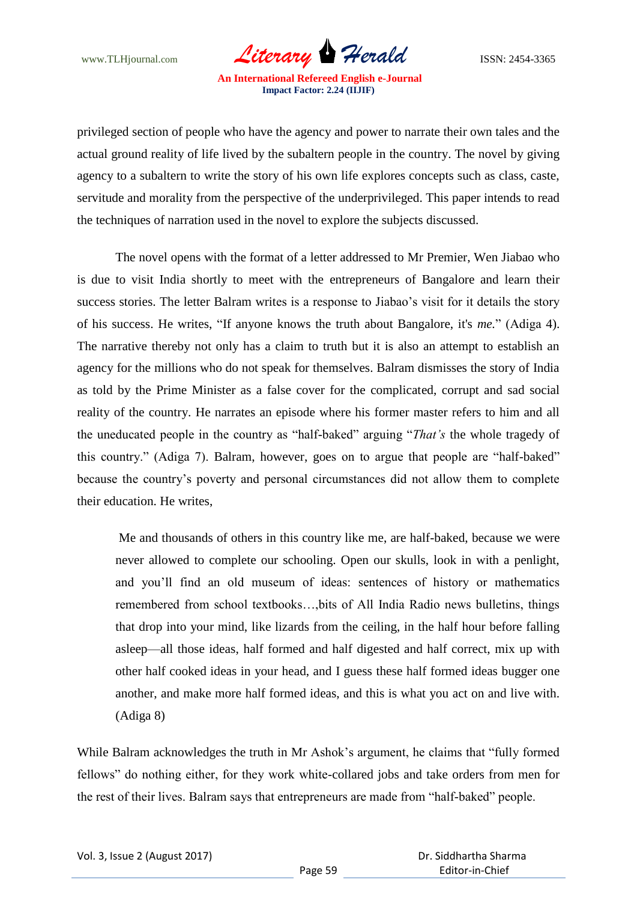privileged section of people who have the agency and power to narrate their own tales and the actual ground reality of life lived by the subaltern people in the country. The novel by giving agency to a subaltern to write the story of his own life explores concepts such as class, caste, servitude and morality from the perspective of the underprivileged. This paper intends to read the techniques of narration used in the novel to explore the subjects discussed.

The novel opens with the format of a letter addressed to Mr Premier, Wen Jiabao who is due to visit India shortly to meet with the entrepreneurs of Bangalore and learn their success stories. The letter Balram writes is a response to Jiabao's visit for it details the story of his success. He writes, "If anyone knows the truth about Bangalore, it's *me*." (Adiga 4). The narrative thereby not only has a claim to truth but it is also an attempt to establish an agency for the millions who do not speak for themselves. Balram dismisses the story of India as told by the Prime Minister as a false cover for the complicated, corrupt and sad social reality of the country. He narrates an episode where his former master refers to him and all the uneducated people in the country as "half-baked" arguing "*That's* the whole tragedy of this country." (Adiga 7). Balram, however, goes on to argue that people are "half-baked" because the country's poverty and personal circumstances did not allow them to complete their education. He writes,

> Me and thousands of others in this country like me, are half-baked, because we were never allowed to complete our schooling. Open our skulls, look in with a penlight, and you'll find an old museum of ideas: sentences of history or mathematics remembered from school textbooks…,bits of All India Radio news bulletins, things that drop into your mind, like lizards from the ceiling, in the half hour before falling asleep—all those ideas, half formed and half digested and half correct, mix up with other half cooked ideas in your head, and I guess these half formed ideas bugger one another, and make more half formed ideas, and this is what you act on and live with. (Adiga 8)

While Balram acknowledges the truth in Mr Ashok's argument, he claims that "fully formed fellows" do nothing either, for they work white-collared jobs and take orders from men for the rest of their lives. Balram says that entrepreneurs are made from "half-baked" people.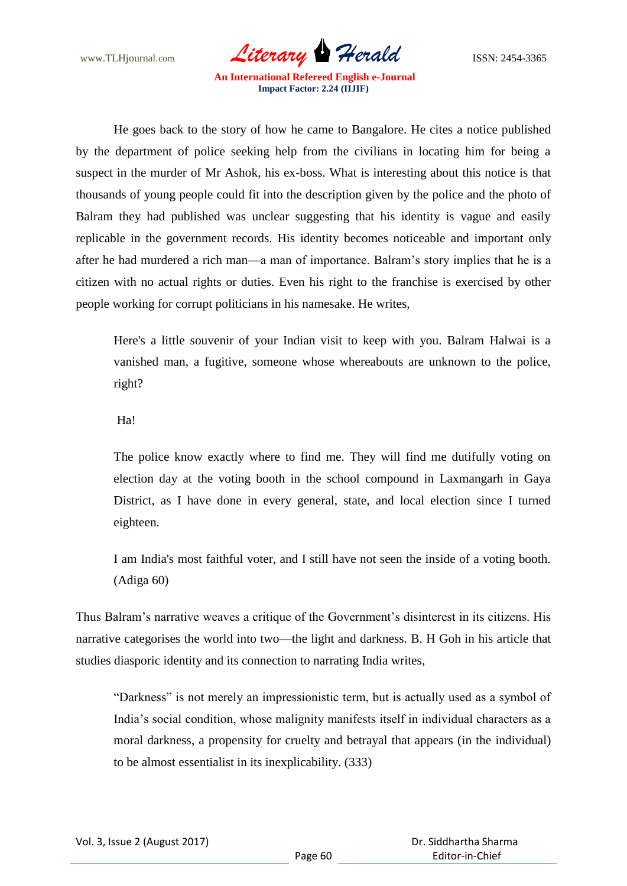He goes back to the story of how he came to Bangalore. He cites a notice published by the department of police seeking help from the civilians in locating him for being a suspect in the murder of Mr Ashok, his ex-boss. What is interesting about this notice is that thousands of young people could fit into the description given by the police and the photo of Balram they had published was unclear suggesting that his identity is vague and easily replicable in the government records. His identity becomes noticeable and important only after he had murdered a rich man—a man of importance. Balram's story implies that he is a citizen with no actual rights or duties. Even his right to the franchise is exercised by other people working for corrupt politicians in his namesake. He writes,

> Here's a little souvenir of your Indian visit to keep with you. Balram Halwai is a vanished man, a fugitive, someone whose whereabouts are unknown to the police, right?
>
> Ha!
>
> The police know exactly where to find me. They will find me dutifully voting on election day at the voting booth in the school compound in Laxmangarh in Gaya District, as I have done in every general, state, and local election since I turned eighteen.
>
> I am India's most faithful voter, and I still have not seen the inside of a voting booth. (Adiga 60)

Thus Balram's narrative weaves a critique of the Government's disinterest in its citizens. His narrative categorises the world into two—the light and darkness. B. H Goh in his article that studies diasporic identity and its connection to narrating India writes,

> "Darkness" is not merely an impressionistic term, but is actually used as a symbol of India's social condition, whose malignity manifests itself in individual characters as a moral darkness, a propensity for cruelty and betrayal that appears (in the individual) to be almost essentialist in its inexplicability. (333)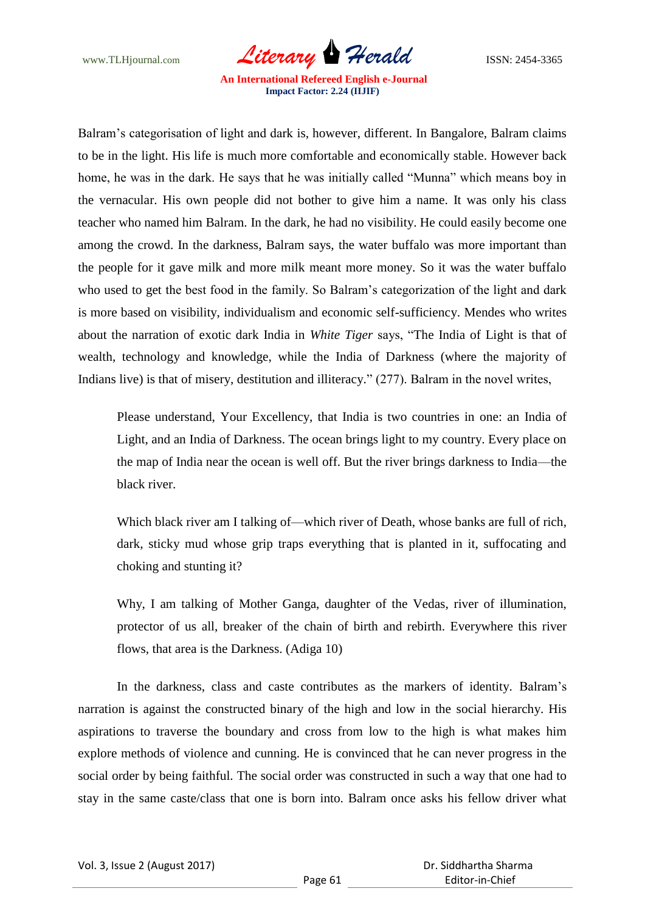Balram's categorisation of light and dark is, however, different. In Bangalore, Balram claims to be in the light. His life is much more comfortable and economically stable. However back home, he was in the dark. He says that he was initially called "Munna" which means boy in the vernacular. His own people did not bother to give him a name. It was only his class teacher who named him Balram. In the dark, he had no visibility. He could easily become one among the crowd. In the darkness, Balram says, the water buffalo was more important than the people for it gave milk and more milk meant more money. So it was the water buffalo who used to get the best food in the family. So Balram's categorization of the light and dark is more based on visibility, individualism and economic self-sufficiency. Mendes who writes about the narration of exotic dark India in *White Tiger* says, "The India of Light is that of wealth, technology and knowledge, while the India of Darkness (where the majority of Indians live) is that of misery, destitution and illiteracy." (277). Balram in the novel writes,

> Please understand, Your Excellency, that India is two countries in one: an India of Light, and an India of Darkness. The ocean brings light to my country. Every place on the map of India near the ocean is well off. But the river brings darkness to India—the black river.
>
> Which black river am I talking of—which river of Death, whose banks are full of rich, dark, sticky mud whose grip traps everything that is planted in it, suffocating and choking and stunting it?
>
> Why, I am talking of Mother Ganga, daughter of the Vedas, river of illumination, protector of us all, breaker of the chain of birth and rebirth. Everywhere this river flows, that area is the Darkness. (Adiga 10)

In the darkness, class and caste contributes as the markers of identity. Balram's narration is against the constructed binary of the high and low in the social hierarchy. His aspirations to traverse the boundary and cross from low to the high is what makes him explore methods of violence and cunning. He is convinced that he can never progress in the social order by being faithful. The social order was constructed in such a way that one had to stay in the same caste/class that one is born into. Balram once asks his fellow driver what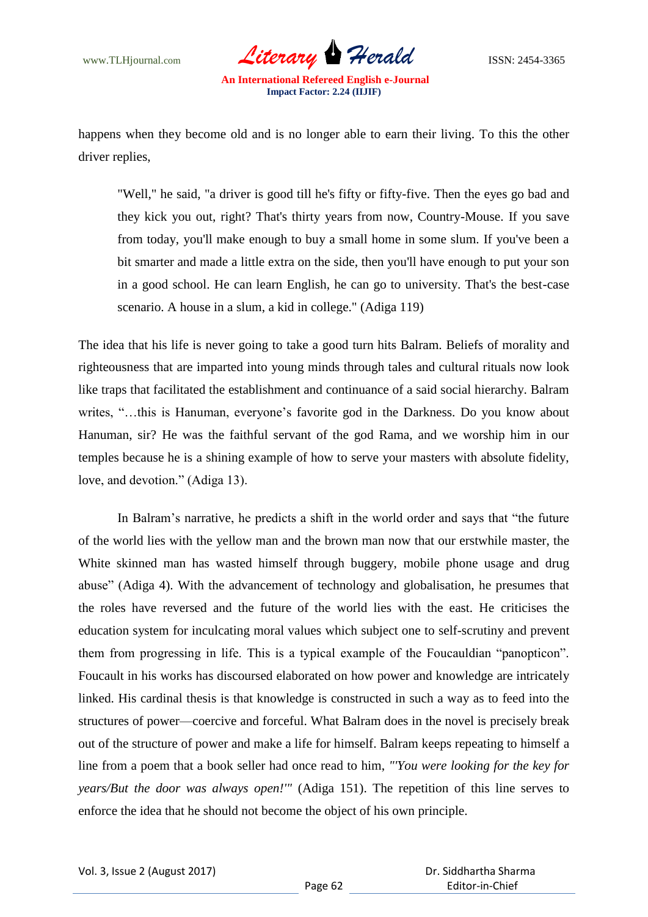happens when they become old and is no longer able to earn their living. To this the other driver replies,

> "Well," he said, "a driver is good till he's fifty or fifty-five. Then the eyes go bad and they kick you out, right? That's thirty years from now, Country-Mouse. If you save from today, you'll make enough to buy a small home in some slum. If you've been a bit smarter and made a little extra on the side, then you'll have enough to put your son in a good school. He can learn English, he can go to university. That's the best-case scenario. A house in a slum, a kid in college." (Adiga 119)

The idea that his life is never going to take a good turn hits Balram. Beliefs of morality and righteousness that are imparted into young minds through tales and cultural rituals now look like traps that facilitated the establishment and continuance of a said social hierarchy. Balram writes, "…this is Hanuman, everyone's favorite god in the Darkness. Do you know about Hanuman, sir? He was the faithful servant of the god Rama, and we worship him in our temples because he is a shining example of how to serve your masters with absolute fidelity, love, and devotion." (Adiga 13).

In Balram's narrative, he predicts a shift in the world order and says that "the future of the world lies with the yellow man and the brown man now that our erstwhile master, the White skinned man has wasted himself through buggery, mobile phone usage and drug abuse" (Adiga 4). With the advancement of technology and globalisation, he presumes that the roles have reversed and the future of the world lies with the east. He criticises the education system for inculcating moral values which subject one to self-scrutiny and prevent them from progressing in life. This is a typical example of the Foucauldian "panopticon". Foucault in his works has discoursed elaborated on how power and knowledge are intricately linked. His cardinal thesis is that knowledge is constructed in such a way as to feed into the structures of power—coercive and forceful. What Balram does in the novel is precisely break out of the structure of power and make a life for himself. Balram keeps repeating to himself a line from a poem that a book seller had once read to him, *"'You were looking for the key for years/But the door was always open!'"* (Adiga 151). The repetition of this line serves to enforce the idea that he should not become the object of his own principle.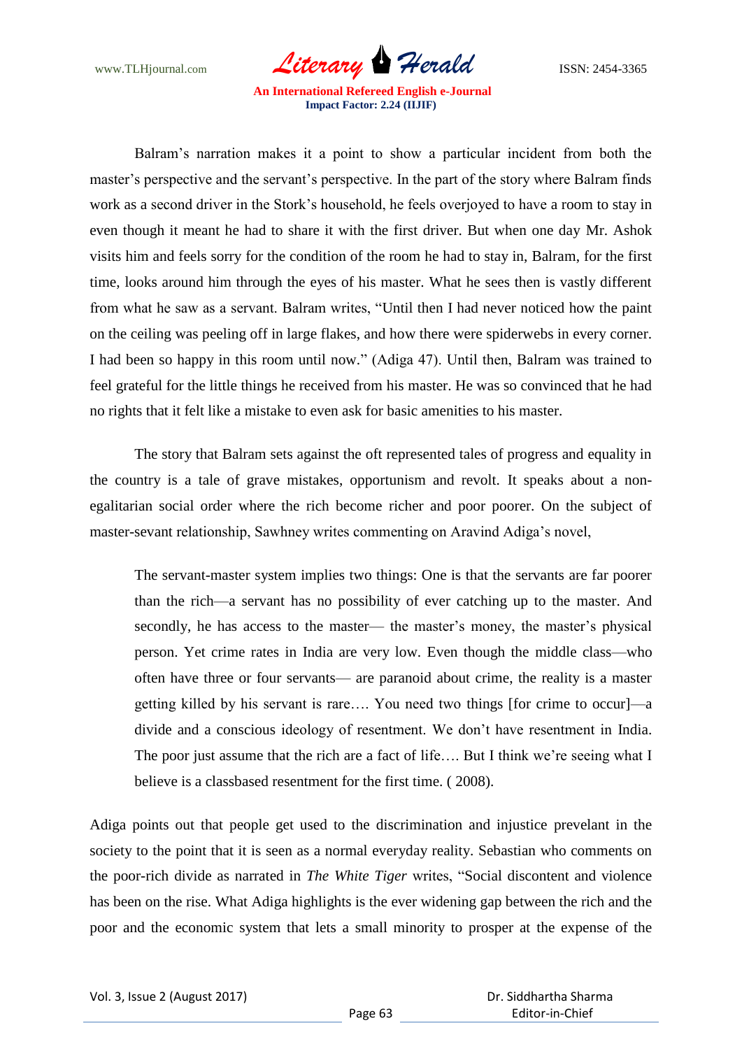Balram's narration makes it a point to show a particular incident from both the master's perspective and the servant's perspective. In the part of the story where Balram finds work as a second driver in the Stork's household, he feels overjoyed to have a room to stay in even though it meant he had to share it with the first driver. But when one day Mr. Ashok visits him and feels sorry for the condition of the room he had to stay in, Balram, for the first time, looks around him through the eyes of his master. What he sees then is vastly different from what he saw as a servant. Balram writes, "Until then I had never noticed how the paint on the ceiling was peeling off in large flakes, and how there were spiderwebs in every corner. I had been so happy in this room until now." (Adiga 47). Until then, Balram was trained to feel grateful for the little things he received from his master. He was so convinced that he had no rights that it felt like a mistake to even ask for basic amenities to his master.

The story that Balram sets against the oft represented tales of progress and equality in the country is a tale of grave mistakes, opportunism and revolt. It speaks about a non-egalitarian social order where the rich become richer and poor poorer. On the subject of master-sevant relationship, Sawhney writes commenting on Aravind Adiga's novel,

> The servant-master system implies two things: One is that the servants are far poorer than the rich—a servant has no possibility of ever catching up to the master. And secondly, he has access to the master— the master's money, the master's physical person. Yet crime rates in India are very low. Even though the middle class—who often have three or four servants— are paranoid about crime, the reality is a master getting killed by his servant is rare…. You need two things [for crime to occur]—a divide and a conscious ideology of resentment. We don't have resentment in India. The poor just assume that the rich are a fact of life…. But I think we're seeing what I believe is a classbased resentment for the first time. ( 2008).

Adiga points out that people get used to the discrimination and injustice prevelant in the society to the point that it is seen as a normal everyday reality. Sebastian who comments on the poor-rich divide as narrated in *The White Tiger* writes, "Social discontent and violence has been on the rise. What Adiga highlights is the ever widening gap between the rich and the poor and the economic system that lets a small minority to prosper at the expense of the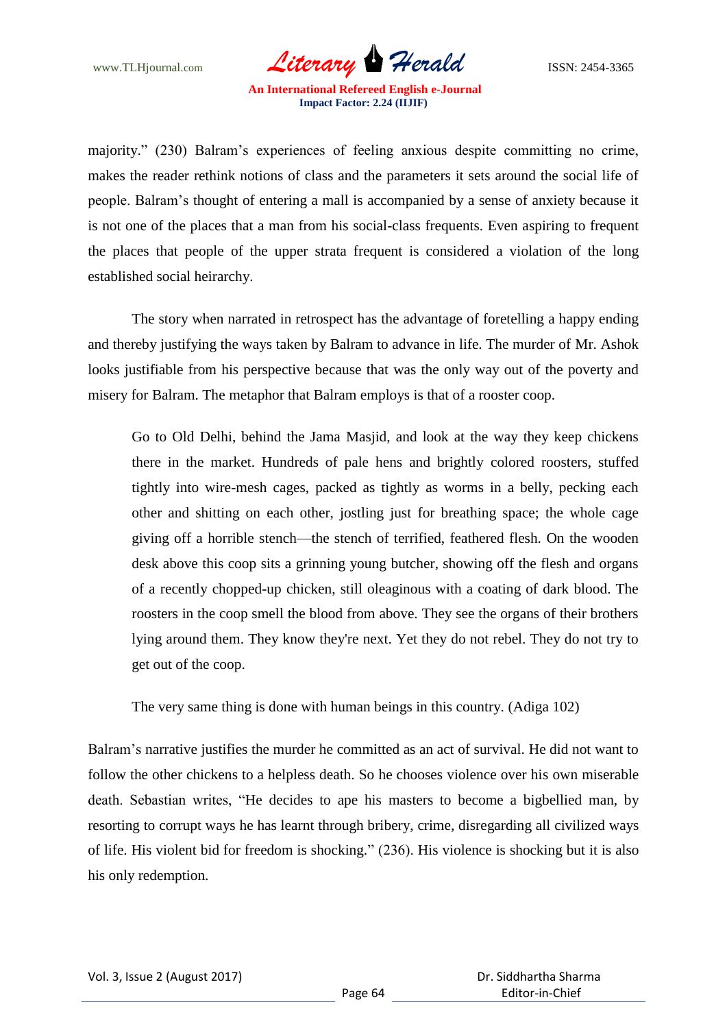majority." (230) Balram's experiences of feeling anxious despite committing no crime, makes the reader rethink notions of class and the parameters it sets around the social life of people. Balram's thought of entering a mall is accompanied by a sense of anxiety because it is not one of the places that a man from his social-class frequents. Even aspiring to frequent the places that people of the upper strata frequent is considered a violation of the long established social heirarchy.

The story when narrated in retrospect has the advantage of foretelling a happy ending and thereby justifying the ways taken by Balram to advance in life. The murder of Mr. Ashok looks justifiable from his perspective because that was the only way out of the poverty and misery for Balram. The metaphor that Balram employs is that of a rooster coop.

> Go to Old Delhi, behind the Jama Masjid, and look at the way they keep chickens there in the market. Hundreds of pale hens and brightly colored roosters, stuffed tightly into wire-mesh cages, packed as tightly as worms in a belly, pecking each other and shitting on each other, jostling just for breathing space; the whole cage giving off a horrible stench—the stench of terrified, feathered flesh. On the wooden desk above this coop sits a grinning young butcher, showing off the flesh and organs of a recently chopped-up chicken, still oleaginous with a coating of dark blood. The roosters in the coop smell the blood from above. They see the organs of their brothers lying around them. They know they're next. Yet they do not rebel. They do not try to get out of the coop.
>
> The very same thing is done with human beings in this country. (Adiga 102)

Balram's narrative justifies the murder he committed as an act of survival. He did not want to follow the other chickens to a helpless death. So he chooses violence over his own miserable death. Sebastian writes, "He decides to ape his masters to become a bigbellied man, by resorting to corrupt ways he has learnt through bribery, crime, disregarding all civilized ways of life. His violent bid for freedom is shocking." (236). His violence is shocking but it is also his only redemption.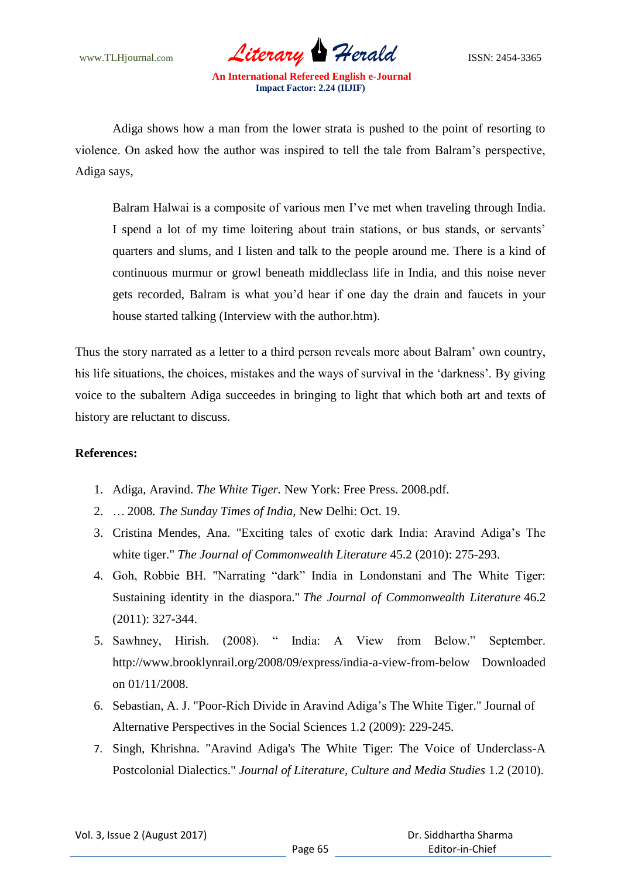Adiga shows how a man from the lower strata is pushed to the point of resorting to violence. On asked how the author was inspired to tell the tale from Balram's perspective, Adiga says,

> Balram Halwai is a composite of various men I've met when traveling through India. I spend a lot of my time loitering about train stations, or bus stands, or servants' quarters and slums, and I listen and talk to the people around me. There is a kind of continuous murmur or growl beneath middleclass life in India, and this noise never gets recorded, Balram is what you'd hear if one day the drain and faucets in your house started talking (Interview with the author.htm).

Thus the story narrated as a letter to a third person reveals more about Balram' own country, his life situations, the choices, mistakes and the ways of survival in the 'darkness'. By giving voice to the subaltern Adiga succeedes in bringing to light that which both art and texts of history are reluctant to discuss.

**References:**

1. Adiga, Aravind. *The White Tiger.* New York: Free Press. 2008.pdf.
2. … 2008. *The Sunday Times of India*, New Delhi: Oct. 19.
3. Cristina Mendes, Ana. "Exciting tales of exotic dark India: Aravind Adiga's The white tiger." *The Journal of Commonwealth Literature* 45.2 (2010): 275-293.
4. Goh, Robbie BH. "Narrating "dark" India in Londonstani and The White Tiger: Sustaining identity in the diaspora." *The Journal of Commonwealth Literature* 46.2 (2011): 327-344.
5. Sawhney, Hirish. (2008). " India: A View from Below." September. http://www.brooklynrail.org/2008/09/express/india-a-view-from-below Downloaded on 01/11/2008.
6. Sebastian, A. J. "Poor-Rich Divide in Aravind Adiga's The White Tiger." Journal of Alternative Perspectives in the Social Sciences 1.2 (2009): 229-245.
7. Singh, Khrishna. "Aravind Adiga's The White Tiger: The Voice of Underclass-A Postcolonial Dialectics." *Journal of Literature, Culture and Media Studies* 1.2 (2010).